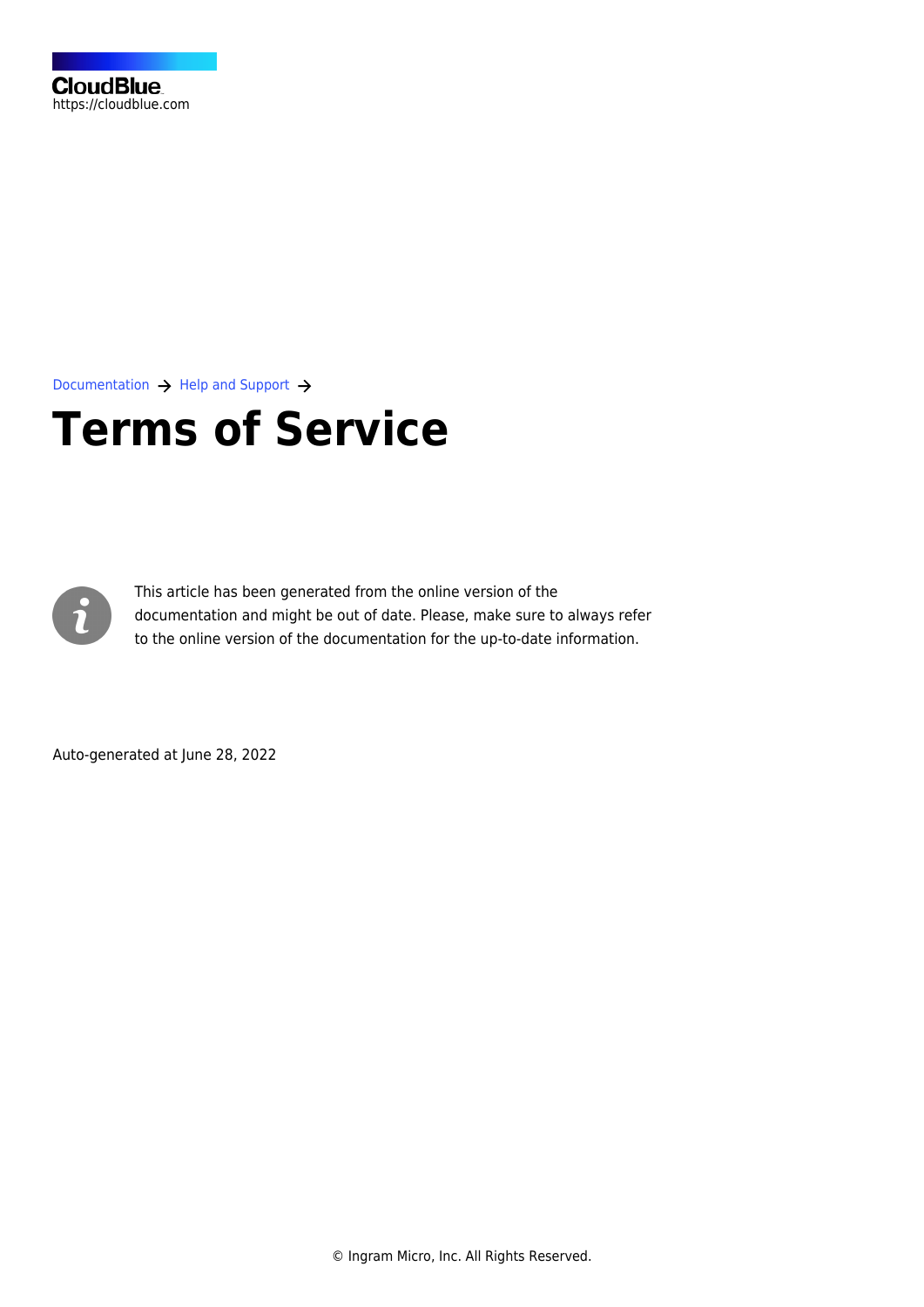CloudBlue
https://cloudblue.com

Documentation → Help and Support →

# Terms of Service

This article has been generated from the online version of the documentation and might be out of date. Please, make sure to always refer to the online version of the documentation for the up-to-date information.

Auto-generated at June 28, 2022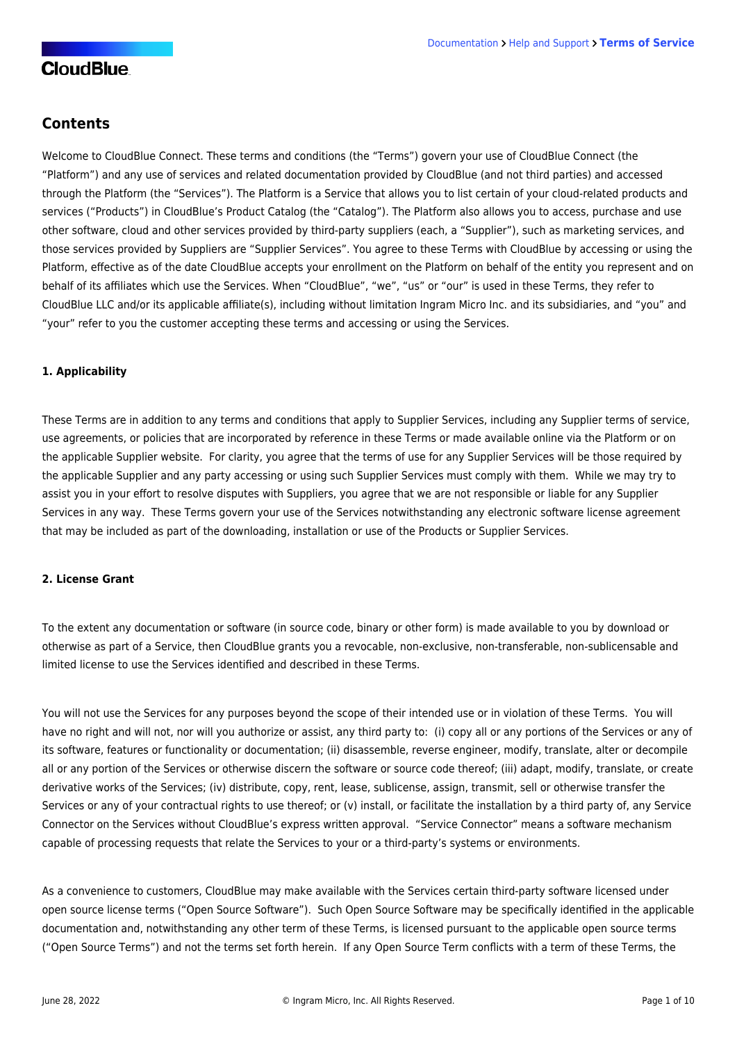## Contents

Welcome to CloudBlue Connect. These terms and conditions (the "Terms") govern your use of CloudBlue Connect (the "Platform") and any use of services and related documentation provided by CloudBlue (and not third parties) and accessed through the Platform (the "Services"). The Platform is a Service that allows you to list certain of your cloud-related products and services ("Products") in CloudBlue's Product Catalog (the "Catalog"). The Platform also allows you to access, purchase and use other software, cloud and other services provided by third-party suppliers (each, a "Supplier"), such as marketing services, and those services provided by Suppliers are "Supplier Services". You agree to these Terms with CloudBlue by accessing or using the Platform, effective as of the date CloudBlue accepts your enrollment on the Platform on behalf of the entity you represent and on behalf of its affiliates which use the Services. When "CloudBlue", "we", "us" or "our" is used in these Terms, they refer to CloudBlue LLC and/or its applicable affiliate(s), including without limitation Ingram Micro Inc. and its subsidiaries, and "you" and "your" refer to you the customer accepting these terms and accessing or using the Services.

**1. Applicability**

These Terms are in addition to any terms and conditions that apply to Supplier Services, including any Supplier terms of service, use agreements, or policies that are incorporated by reference in these Terms or made available online via the Platform or on the applicable Supplier website. For clarity, you agree that the terms of use for any Supplier Services will be those required by the applicable Supplier and any party accessing or using such Supplier Services must comply with them. While we may try to assist you in your effort to resolve disputes with Suppliers, you agree that we are not responsible or liable for any Supplier Services in any way. These Terms govern your use of the Services notwithstanding any electronic software license agreement that may be included as part of the downloading, installation or use of the Products or Supplier Services.

**2. License Grant**

To the extent any documentation or software (in source code, binary or other form) is made available to you by download or otherwise as part of a Service, then CloudBlue grants you a revocable, non-exclusive, non-transferable, non-sublicensable and limited license to use the Services identified and described in these Terms.

You will not use the Services for any purposes beyond the scope of their intended use or in violation of these Terms. You will have no right and will not, nor will you authorize or assist, any third party to: (i) copy all or any portions of the Services or any of its software, features or functionality or documentation; (ii) disassemble, reverse engineer, modify, translate, alter or decompile all or any portion of the Services or otherwise discern the software or source code thereof; (iii) adapt, modify, translate, or create derivative works of the Services; (iv) distribute, copy, rent, lease, sublicense, assign, transmit, sell or otherwise transfer the Services or any of your contractual rights to use thereof; or (v) install, or facilitate the installation by a third party of, any Service Connector on the Services without CloudBlue's express written approval. "Service Connector" means a software mechanism capable of processing requests that relate the Services to your or a third-party's systems or environments.

As a convenience to customers, CloudBlue may make available with the Services certain third-party software licensed under open source license terms ("Open Source Software"). Such Open Source Software may be specifically identified in the applicable documentation and, notwithstanding any other term of these Terms, is licensed pursuant to the applicable open source terms ("Open Source Terms") and not the terms set forth herein. If any Open Source Term conflicts with a term of these Terms, the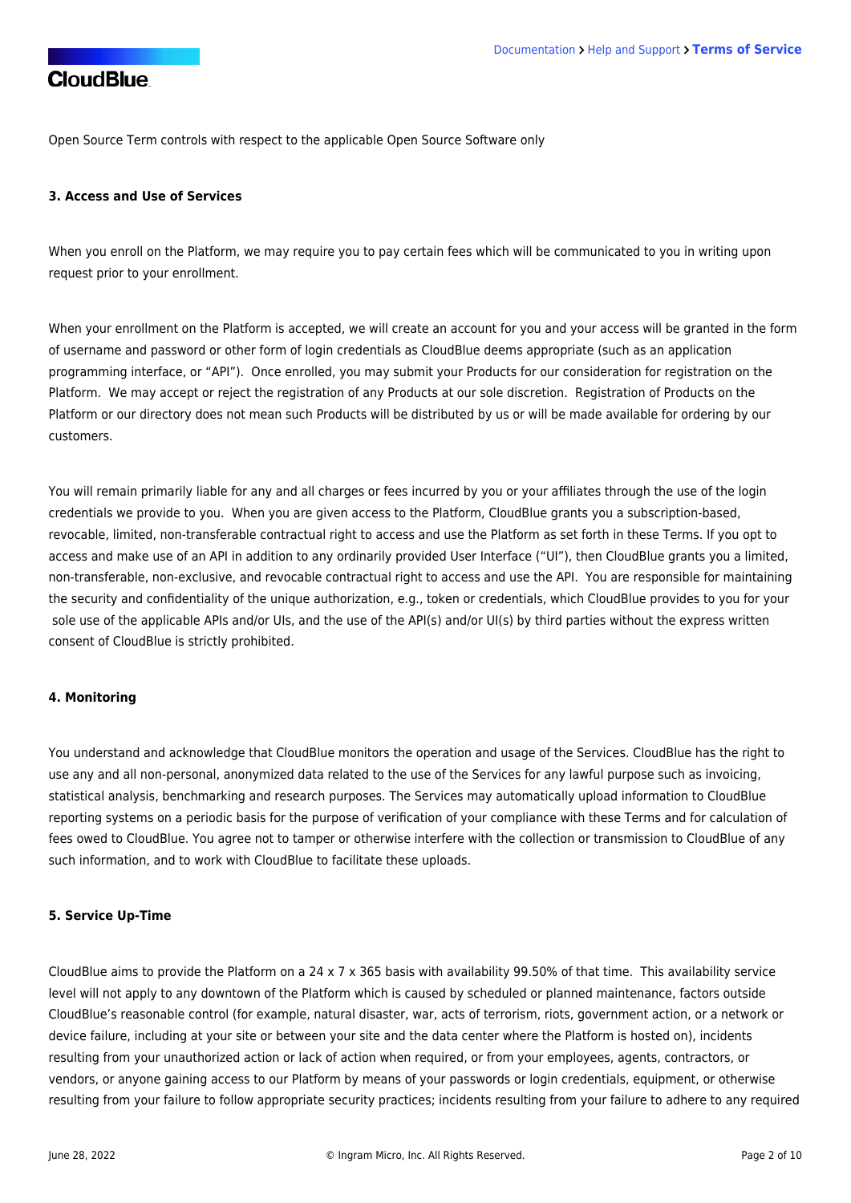Open Source Term controls with respect to the applicable Open Source Software only

#### 3. Access and Use of Services

When you enroll on the Platform, we may require you to pay certain fees which will be communicated to you in writing upon request prior to your enrollment.

When your enrollment on the Platform is accepted, we will create an account for you and your access will be granted in the form of username and password or other form of login credentials as CloudBlue deems appropriate (such as an application programming interface, or "API"). Once enrolled, you may submit your Products for our consideration for registration on the Platform. We may accept or reject the registration of any Products at our sole discretion. Registration of Products on the Platform or our directory does not mean such Products will be distributed by us or will be made available for ordering by our customers.

You will remain primarily liable for any and all charges or fees incurred by you or your affiliates through the use of the login credentials we provide to you. When you are given access to the Platform, CloudBlue grants you a subscription-based, revocable, limited, non-transferable contractual right to access and use the Platform as set forth in these Terms. If you opt to access and make use of an API in addition to any ordinarily provided User Interface ("UI"), then CloudBlue grants you a limited, non-transferable, non-exclusive, and revocable contractual right to access and use the API. You are responsible for maintaining the security and confidentiality of the unique authorization, e.g., token or credentials, which CloudBlue provides to you for your sole use of the applicable APIs and/or UIs, and the use of the API(s) and/or UI(s) by third parties without the express written consent of CloudBlue is strictly prohibited.

#### 4. Monitoring

You understand and acknowledge that CloudBlue monitors the operation and usage of the Services. CloudBlue has the right to use any and all non-personal, anonymized data related to the use of the Services for any lawful purpose such as invoicing, statistical analysis, benchmarking and research purposes. The Services may automatically upload information to CloudBlue reporting systems on a periodic basis for the purpose of verification of your compliance with these Terms and for calculation of fees owed to CloudBlue. You agree not to tamper or otherwise interfere with the collection or transmission to CloudBlue of any such information, and to work with CloudBlue to facilitate these uploads.

#### 5. Service Up-Time

CloudBlue aims to provide the Platform on a 24 x 7 x 365 basis with availability 99.50% of that time. This availability service level will not apply to any downtown of the Platform which is caused by scheduled or planned maintenance, factors outside CloudBlue's reasonable control (for example, natural disaster, war, acts of terrorism, riots, government action, or a network or device failure, including at your site or between your site and the data center where the Platform is hosted on), incidents resulting from your unauthorized action or lack of action when required, or from your employees, agents, contractors, or vendors, or anyone gaining access to our Platform by means of your passwords or login credentials, equipment, or otherwise resulting from your failure to follow appropriate security practices; incidents resulting from your failure to adhere to any required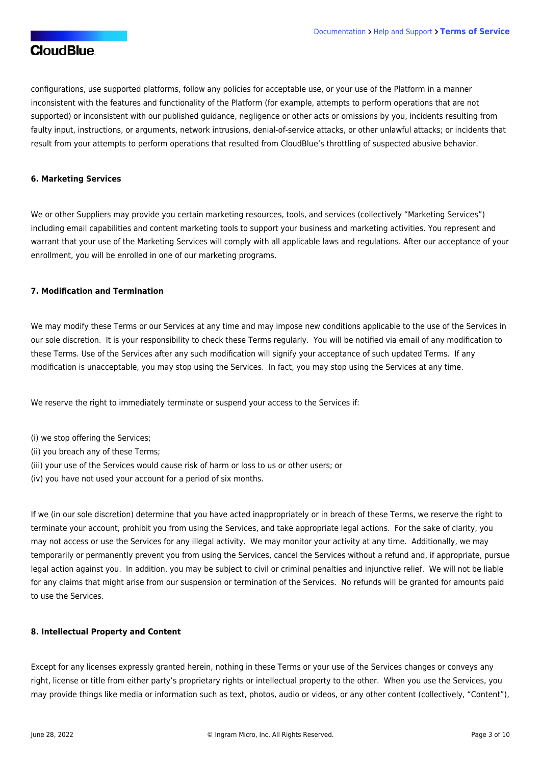configurations, use supported platforms, follow any policies for acceptable use, or your use of the Platform in a manner inconsistent with the features and functionality of the Platform (for example, attempts to perform operations that are not supported) or inconsistent with our published guidance, negligence or other acts or omissions by you, incidents resulting from faulty input, instructions, or arguments, network intrusions, denial-of-service attacks, or other unlawful attacks; or incidents that result from your attempts to perform operations that resulted from CloudBlue's throttling of suspected abusive behavior.

**6. Marketing Services**

We or other Suppliers may provide you certain marketing resources, tools, and services (collectively "Marketing Services") including email capabilities and content marketing tools to support your business and marketing activities. You represent and warrant that your use of the Marketing Services will comply with all applicable laws and regulations. After our acceptance of your enrollment, you will be enrolled in one of our marketing programs.

**7. Modification and Termination**

We may modify these Terms or our Services at any time and may impose new conditions applicable to the use of the Services in our sole discretion. It is your responsibility to check these Terms regularly. You will be notified via email of any modification to these Terms. Use of the Services after any such modification will signify your acceptance of such updated Terms. If any modification is unacceptable, you may stop using the Services. In fact, you may stop using the Services at any time.

We reserve the right to immediately terminate or suspend your access to the Services if:

(i) we stop offering the Services;
(ii) you breach any of these Terms;
(iii) your use of the Services would cause risk of harm or loss to us or other users; or
(iv) you have not used your account for a period of six months.

If we (in our sole discretion) determine that you have acted inappropriately or in breach of these Terms, we reserve the right to terminate your account, prohibit you from using the Services, and take appropriate legal actions. For the sake of clarity, you may not access or use the Services for any illegal activity. We may monitor your activity at any time. Additionally, we may temporarily or permanently prevent you from using the Services, cancel the Services without a refund and, if appropriate, pursue legal action against you. In addition, you may be subject to civil or criminal penalties and injunctive relief. We will not be liable for any claims that might arise from our suspension or termination of the Services. No refunds will be granted for amounts paid to use the Services.

**8. Intellectual Property and Content**

Except for any licenses expressly granted herein, nothing in these Terms or your use of the Services changes or conveys any right, license or title from either party's proprietary rights or intellectual property to the other. When you use the Services, you may provide things like media or information such as text, photos, audio or videos, or any other content (collectively, "Content"),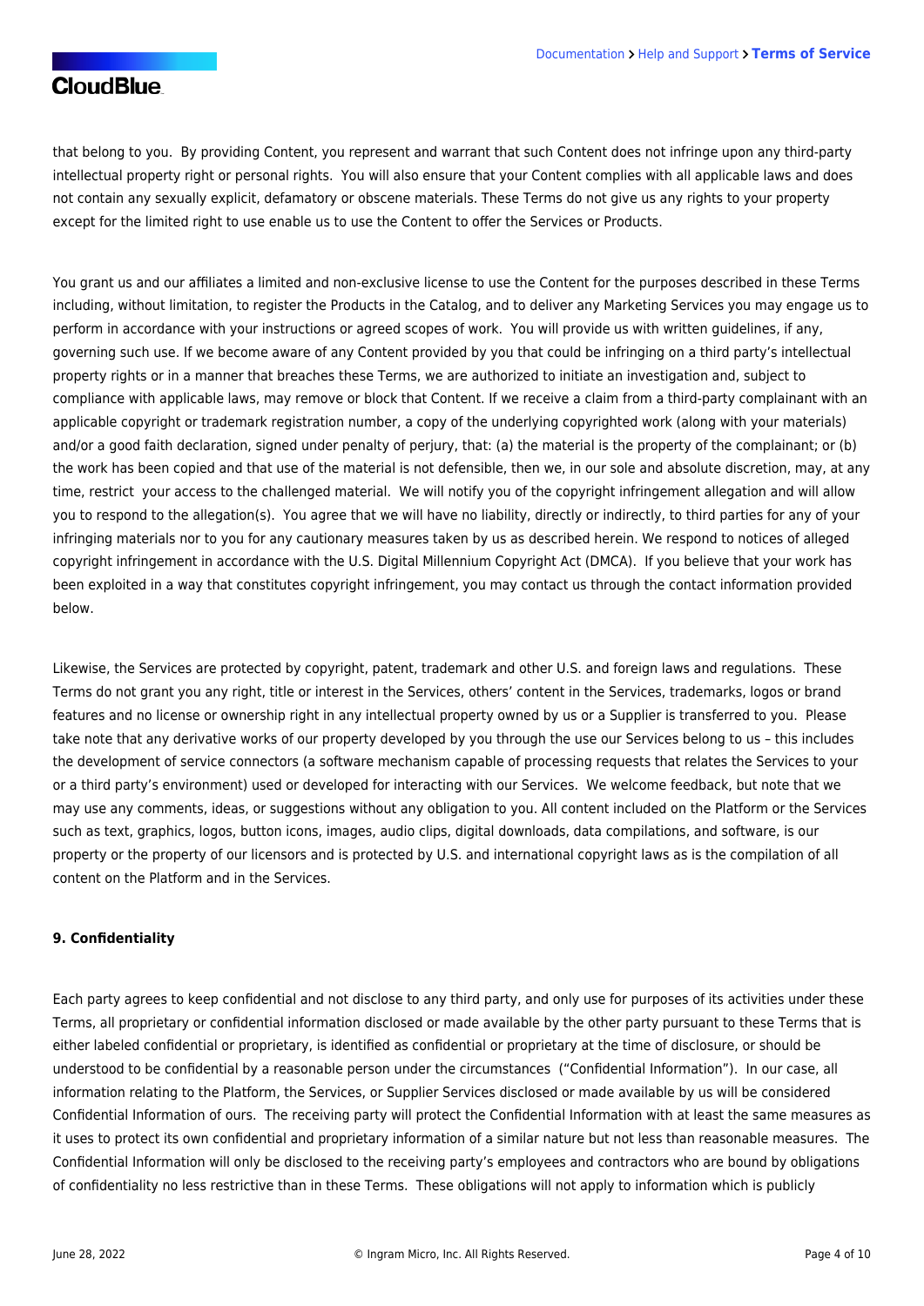that belong to you. By providing Content, you represent and warrant that such Content does not infringe upon any third-party intellectual property right or personal rights. You will also ensure that your Content complies with all applicable laws and does not contain any sexually explicit, defamatory or obscene materials. These Terms do not give us any rights to your property except for the limited right to use enable us to use the Content to offer the Services or Products.

You grant us and our affiliates a limited and non-exclusive license to use the Content for the purposes described in these Terms including, without limitation, to register the Products in the Catalog, and to deliver any Marketing Services you may engage us to perform in accordance with your instructions or agreed scopes of work. You will provide us with written guidelines, if any, governing such use. If we become aware of any Content provided by you that could be infringing on a third party's intellectual property rights or in a manner that breaches these Terms, we are authorized to initiate an investigation and, subject to compliance with applicable laws, may remove or block that Content. If we receive a claim from a third-party complainant with an applicable copyright or trademark registration number, a copy of the underlying copyrighted work (along with your materials) and/or a good faith declaration, signed under penalty of perjury, that: (a) the material is the property of the complainant; or (b) the work has been copied and that use of the material is not defensible, then we, in our sole and absolute discretion, may, at any time, restrict your access to the challenged material. We will notify you of the copyright infringement allegation and will allow you to respond to the allegation(s). You agree that we will have no liability, directly or indirectly, to third parties for any of your infringing materials nor to you for any cautionary measures taken by us as described herein. We respond to notices of alleged copyright infringement in accordance with the U.S. Digital Millennium Copyright Act (DMCA). If you believe that your work has been exploited in a way that constitutes copyright infringement, you may contact us through the contact information provided below.

Likewise, the Services are protected by copyright, patent, trademark and other U.S. and foreign laws and regulations. These Terms do not grant you any right, title or interest in the Services, others' content in the Services, trademarks, logos or brand features and no license or ownership right in any intellectual property owned by us or a Supplier is transferred to you. Please take note that any derivative works of our property developed by you through the use our Services belong to us – this includes the development of service connectors (a software mechanism capable of processing requests that relates the Services to your or a third party's environment) used or developed for interacting with our Services. We welcome feedback, but note that we may use any comments, ideas, or suggestions without any obligation to you. All content included on the Platform or the Services such as text, graphics, logos, button icons, images, audio clips, digital downloads, data compilations, and software, is our property or the property of our licensors and is protected by U.S. and international copyright laws as is the compilation of all content on the Platform and in the Services.

**9. Confidentiality**

Each party agrees to keep confidential and not disclose to any third party, and only use for purposes of its activities under these Terms, all proprietary or confidential information disclosed or made available by the other party pursuant to these Terms that is either labeled confidential or proprietary, is identified as confidential or proprietary at the time of disclosure, or should be understood to be confidential by a reasonable person under the circumstances ("Confidential Information"). In our case, all information relating to the Platform, the Services, or Supplier Services disclosed or made available by us will be considered Confidential Information of ours. The receiving party will protect the Confidential Information with at least the same measures as it uses to protect its own confidential and proprietary information of a similar nature but not less than reasonable measures. The Confidential Information will only be disclosed to the receiving party's employees and contractors who are bound by obligations of confidentiality no less restrictive than in these Terms. These obligations will not apply to information which is publicly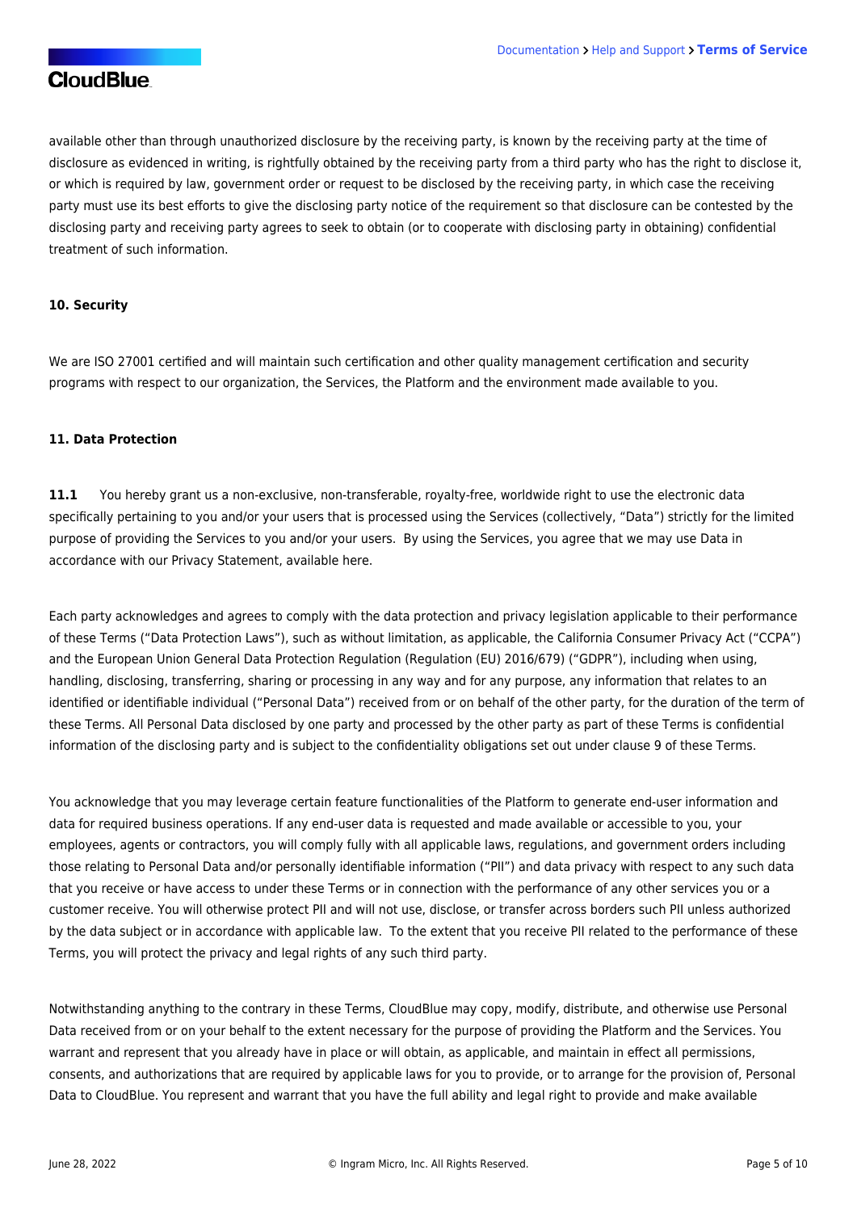available other than through unauthorized disclosure by the receiving party, is known by the receiving party at the time of disclosure as evidenced in writing, is rightfully obtained by the receiving party from a third party who has the right to disclose it, or which is required by law, government order or request to be disclosed by the receiving party, in which case the receiving party must use its best efforts to give the disclosing party notice of the requirement so that disclosure can be contested by the disclosing party and receiving party agrees to seek to obtain (or to cooperate with disclosing party in obtaining) confidential treatment of such information.

**10. Security**

We are ISO 27001 certified and will maintain such certification and other quality management certification and security programs with respect to our organization, the Services, the Platform and the environment made available to you.

**11. Data Protection**

**11.1** You hereby grant us a non-exclusive, non-transferable, royalty-free, worldwide right to use the electronic data specifically pertaining to you and/or your users that is processed using the Services (collectively, "Data") strictly for the limited purpose of providing the Services to you and/or your users. By using the Services, you agree that we may use Data in accordance with our Privacy Statement, available here.

Each party acknowledges and agrees to comply with the data protection and privacy legislation applicable to their performance of these Terms ("Data Protection Laws"), such as without limitation, as applicable, the California Consumer Privacy Act ("CCPA") and the European Union General Data Protection Regulation (Regulation (EU) 2016/679) ("GDPR"), including when using, handling, disclosing, transferring, sharing or processing in any way and for any purpose, any information that relates to an identified or identifiable individual ("Personal Data") received from or on behalf of the other party, for the duration of the term of these Terms. All Personal Data disclosed by one party and processed by the other party as part of these Terms is confidential information of the disclosing party and is subject to the confidentiality obligations set out under clause 9 of these Terms.

You acknowledge that you may leverage certain feature functionalities of the Platform to generate end-user information and data for required business operations. If any end-user data is requested and made available or accessible to you, your employees, agents or contractors, you will comply fully with all applicable laws, regulations, and government orders including those relating to Personal Data and/or personally identifiable information ("PII") and data privacy with respect to any such data that you receive or have access to under these Terms or in connection with the performance of any other services you or a customer receive. You will otherwise protect PII and will not use, disclose, or transfer across borders such PII unless authorized by the data subject or in accordance with applicable law. To the extent that you receive PII related to the performance of these Terms, you will protect the privacy and legal rights of any such third party.

Notwithstanding anything to the contrary in these Terms, CloudBlue may copy, modify, distribute, and otherwise use Personal Data received from or on your behalf to the extent necessary for the purpose of providing the Platform and the Services. You warrant and represent that you already have in place or will obtain, as applicable, and maintain in effect all permissions, consents, and authorizations that are required by applicable laws for you to provide, or to arrange for the provision of, Personal Data to CloudBlue. You represent and warrant that you have the full ability and legal right to provide and make available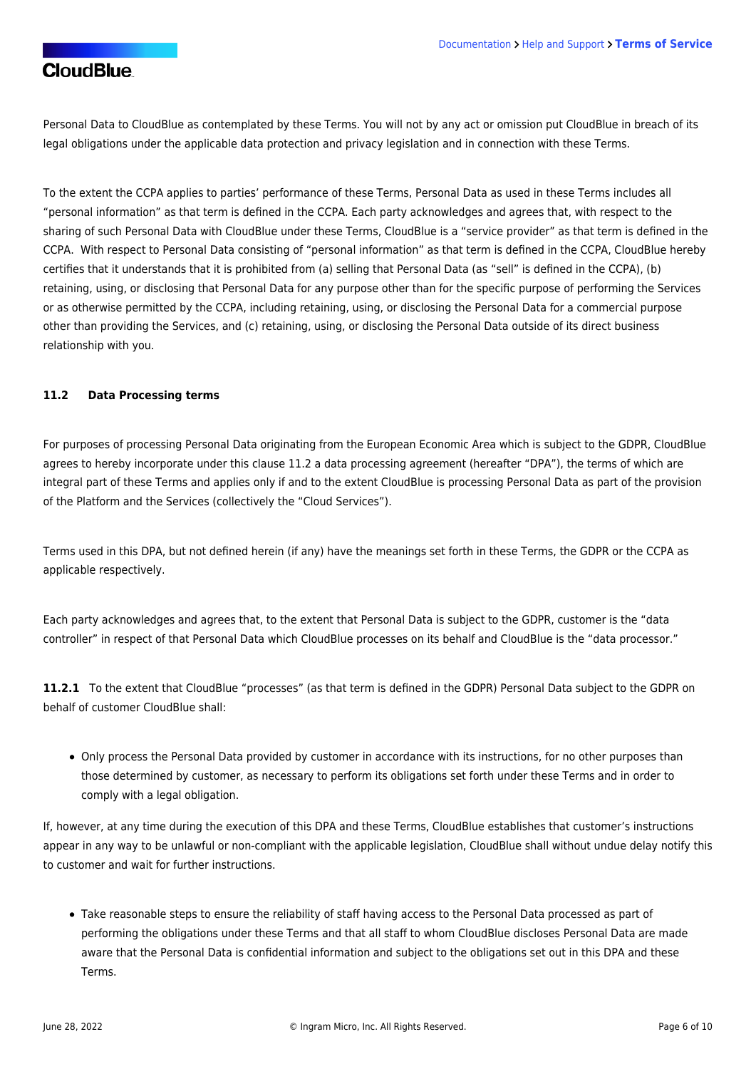Personal Data to CloudBlue as contemplated by these Terms. You will not by any act or omission put CloudBlue in breach of its legal obligations under the applicable data protection and privacy legislation and in connection with these Terms.

To the extent the CCPA applies to parties' performance of these Terms, Personal Data as used in these Terms includes all "personal information" as that term is defined in the CCPA. Each party acknowledges and agrees that, with respect to the sharing of such Personal Data with CloudBlue under these Terms, CloudBlue is a "service provider" as that term is defined in the CCPA. With respect to Personal Data consisting of "personal information" as that term is defined in the CCPA, CloudBlue hereby certifies that it understands that it is prohibited from (a) selling that Personal Data (as "sell" is defined in the CCPA), (b) retaining, using, or disclosing that Personal Data for any purpose other than for the specific purpose of performing the Services or as otherwise permitted by the CCPA, including retaining, using, or disclosing the Personal Data for a commercial purpose other than providing the Services, and (c) retaining, using, or disclosing the Personal Data outside of its direct business relationship with you.

#### 11.2 Data Processing terms

For purposes of processing Personal Data originating from the European Economic Area which is subject to the GDPR, CloudBlue agrees to hereby incorporate under this clause 11.2 a data processing agreement (hereafter "DPA"), the terms of which are integral part of these Terms and applies only if and to the extent CloudBlue is processing Personal Data as part of the provision of the Platform and the Services (collectively the "Cloud Services").

Terms used in this DPA, but not defined herein (if any) have the meanings set forth in these Terms, the GDPR or the CCPA as applicable respectively.

Each party acknowledges and agrees that, to the extent that Personal Data is subject to the GDPR, customer is the "data controller" in respect of that Personal Data which CloudBlue processes on its behalf and CloudBlue is the "data processor."

**11.2.1** To the extent that CloudBlue "processes" (as that term is defined in the GDPR) Personal Data subject to the GDPR on behalf of customer CloudBlue shall:

- Only process the Personal Data provided by customer in accordance with its instructions, for no other purposes than those determined by customer, as necessary to perform its obligations set forth under these Terms and in order to comply with a legal obligation.

If, however, at any time during the execution of this DPA and these Terms, CloudBlue establishes that customer's instructions appear in any way to be unlawful or non-compliant with the applicable legislation, CloudBlue shall without undue delay notify this to customer and wait for further instructions.

- Take reasonable steps to ensure the reliability of staff having access to the Personal Data processed as part of performing the obligations under these Terms and that all staff to whom CloudBlue discloses Personal Data are made aware that the Personal Data is confidential information and subject to the obligations set out in this DPA and these Terms.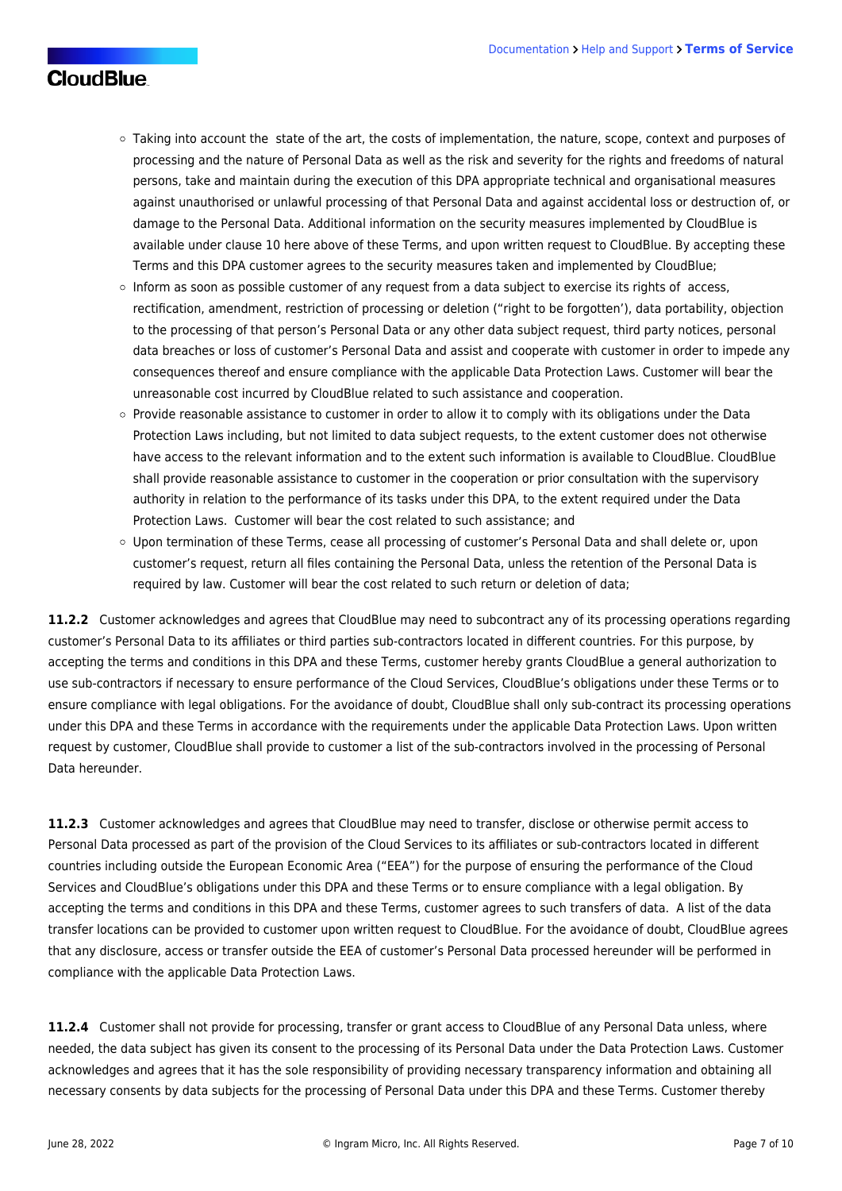- Taking into account the state of the art, the costs of implementation, the nature, scope, context and purposes of processing and the nature of Personal Data as well as the risk and severity for the rights and freedoms of natural persons, take and maintain during the execution of this DPA appropriate technical and organisational measures against unauthorised or unlawful processing of that Personal Data and against accidental loss or destruction of, or damage to the Personal Data. Additional information on the security measures implemented by CloudBlue is available under clause 10 here above of these Terms, and upon written request to CloudBlue. By accepting these Terms and this DPA customer agrees to the security measures taken and implemented by CloudBlue;
- Inform as soon as possible customer of any request from a data subject to exercise its rights of access, rectification, amendment, restriction of processing or deletion ("right to be forgotten'), data portability, objection to the processing of that person's Personal Data or any other data subject request, third party notices, personal data breaches or loss of customer's Personal Data and assist and cooperate with customer in order to impede any consequences thereof and ensure compliance with the applicable Data Protection Laws. Customer will bear the unreasonable cost incurred by CloudBlue related to such assistance and cooperation.
- Provide reasonable assistance to customer in order to allow it to comply with its obligations under the Data Protection Laws including, but not limited to data subject requests, to the extent customer does not otherwise have access to the relevant information and to the extent such information is available to CloudBlue. CloudBlue shall provide reasonable assistance to customer in the cooperation or prior consultation with the supervisory authority in relation to the performance of its tasks under this DPA, to the extent required under the Data Protection Laws. Customer will bear the cost related to such assistance; and
- Upon termination of these Terms, cease all processing of customer's Personal Data and shall delete or, upon customer's request, return all files containing the Personal Data, unless the retention of the Personal Data is required by law. Customer will bear the cost related to such return or deletion of data;

**11.2.2** Customer acknowledges and agrees that CloudBlue may need to subcontract any of its processing operations regarding customer's Personal Data to its affiliates or third parties sub-contractors located in different countries. For this purpose, by accepting the terms and conditions in this DPA and these Terms, customer hereby grants CloudBlue a general authorization to use sub-contractors if necessary to ensure performance of the Cloud Services, CloudBlue's obligations under these Terms or to ensure compliance with legal obligations. For the avoidance of doubt, CloudBlue shall only sub-contract its processing operations under this DPA and these Terms in accordance with the requirements under the applicable Data Protection Laws. Upon written request by customer, CloudBlue shall provide to customer a list of the sub-contractors involved in the processing of Personal Data hereunder.

**11.2.3** Customer acknowledges and agrees that CloudBlue may need to transfer, disclose or otherwise permit access to Personal Data processed as part of the provision of the Cloud Services to its affiliates or sub-contractors located in different countries including outside the European Economic Area ("EEA") for the purpose of ensuring the performance of the Cloud Services and CloudBlue's obligations under this DPA and these Terms or to ensure compliance with a legal obligation. By accepting the terms and conditions in this DPA and these Terms, customer agrees to such transfers of data. A list of the data transfer locations can be provided to customer upon written request to CloudBlue. For the avoidance of doubt, CloudBlue agrees that any disclosure, access or transfer outside the EEA of customer's Personal Data processed hereunder will be performed in compliance with the applicable Data Protection Laws.

**11.2.4** Customer shall not provide for processing, transfer or grant access to CloudBlue of any Personal Data unless, where needed, the data subject has given its consent to the processing of its Personal Data under the Data Protection Laws. Customer acknowledges and agrees that it has the sole responsibility of providing necessary transparency information and obtaining all necessary consents by data subjects for the processing of Personal Data under this DPA and these Terms. Customer thereby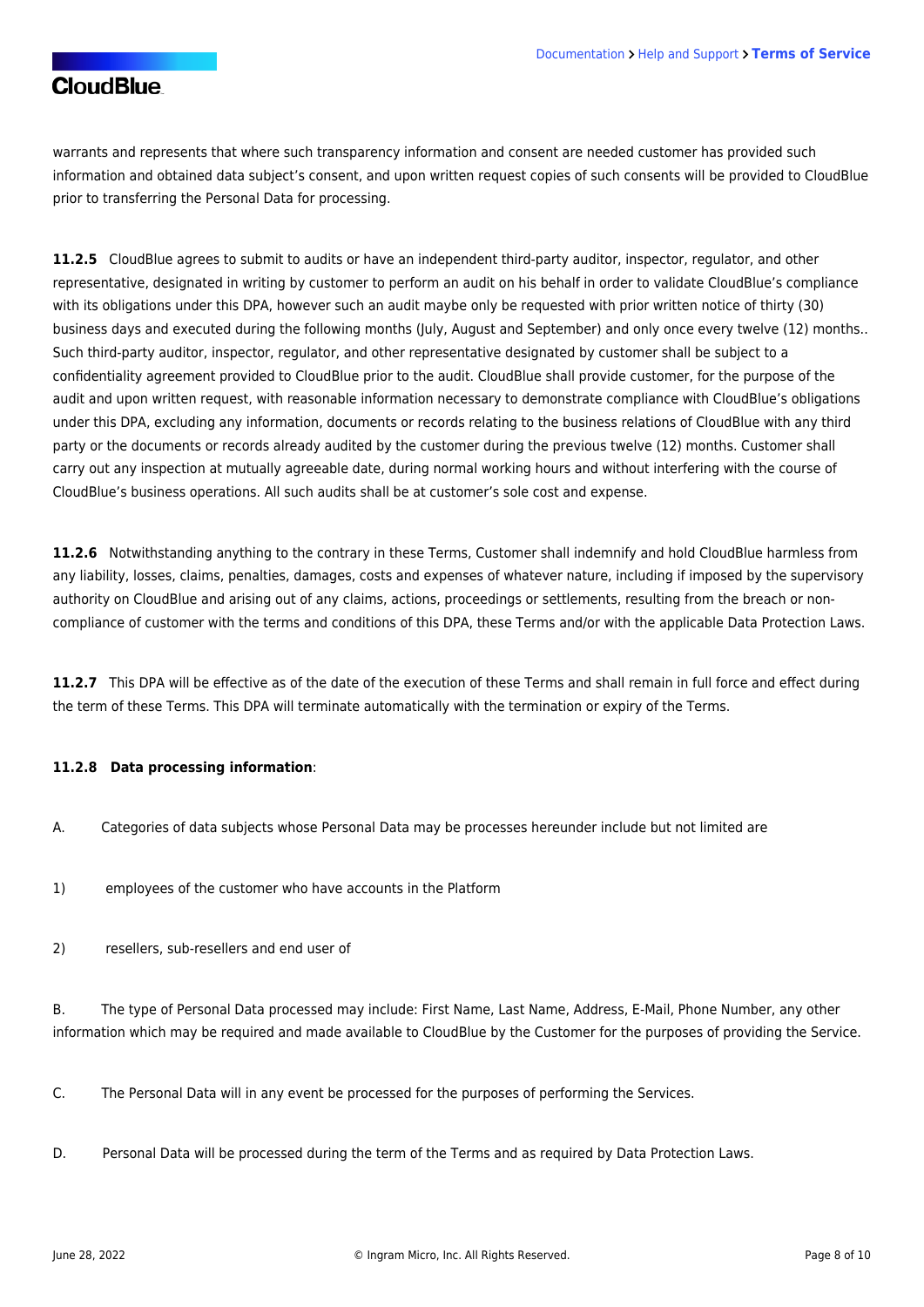warrants and represents that where such transparency information and consent are needed customer has provided such information and obtained data subject's consent, and upon written request copies of such consents will be provided to CloudBlue prior to transferring the Personal Data for processing.

**11.2.5** CloudBlue agrees to submit to audits or have an independent third-party auditor, inspector, regulator, and other representative, designated in writing by customer to perform an audit on his behalf in order to validate CloudBlue's compliance with its obligations under this DPA, however such an audit maybe only be requested with prior written notice of thirty (30) business days and executed during the following months (July, August and September) and only once every twelve (12) months.. Such third-party auditor, inspector, regulator, and other representative designated by customer shall be subject to a confidentiality agreement provided to CloudBlue prior to the audit. CloudBlue shall provide customer, for the purpose of the audit and upon written request, with reasonable information necessary to demonstrate compliance with CloudBlue's obligations under this DPA, excluding any information, documents or records relating to the business relations of CloudBlue with any third party or the documents or records already audited by the customer during the previous twelve (12) months. Customer shall carry out any inspection at mutually agreeable date, during normal working hours and without interfering with the course of CloudBlue's business operations. All such audits shall be at customer's sole cost and expense.

**11.2.6** Notwithstanding anything to the contrary in these Terms, Customer shall indemnify and hold CloudBlue harmless from any liability, losses, claims, penalties, damages, costs and expenses of whatever nature, including if imposed by the supervisory authority on CloudBlue and arising out of any claims, actions, proceedings or settlements, resulting from the breach or non-compliance of customer with the terms and conditions of this DPA, these Terms and/or with the applicable Data Protection Laws.

**11.2.7** This DPA will be effective as of the date of the execution of these Terms and shall remain in full force and effect during the term of these Terms. This DPA will terminate automatically with the termination or expiry of the Terms.

**11.2.8 Data processing information**:

A. Categories of data subjects whose Personal Data may be processes hereunder include but not limited are

1) employees of the customer who have accounts in the Platform

2) resellers, sub-resellers and end user of

B. The type of Personal Data processed may include: First Name, Last Name, Address, E-Mail, Phone Number, any other information which may be required and made available to CloudBlue by the Customer for the purposes of providing the Service.

C. The Personal Data will in any event be processed for the purposes of performing the Services.

D. Personal Data will be processed during the term of the Terms and as required by Data Protection Laws.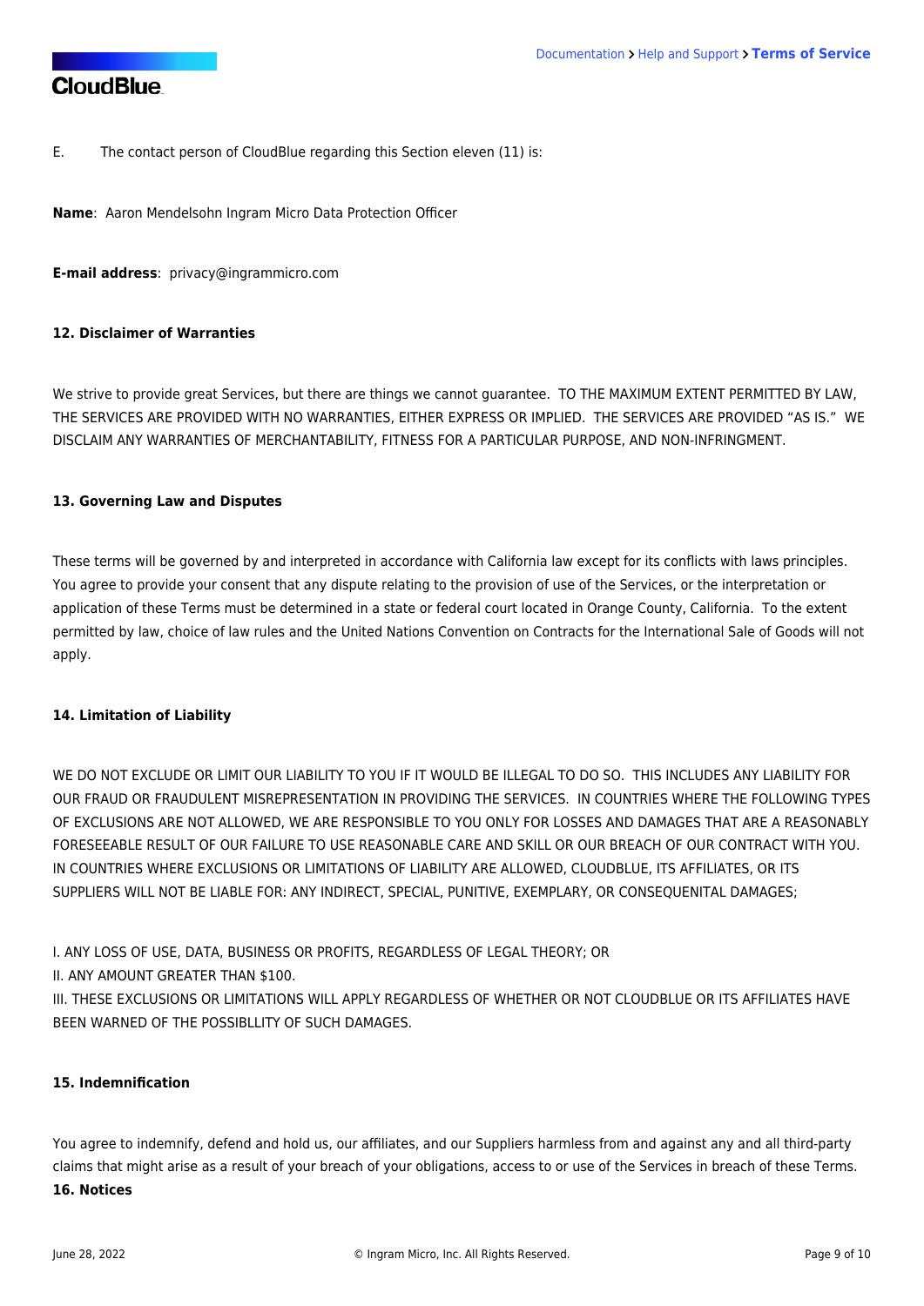E. The contact person of CloudBlue regarding this Section eleven (11) is:

**Name**: Aaron Mendelsohn Ingram Micro Data Protection Officer

**E-mail address**: privacy@ingrammicro.com

#### 12. Disclaimer of Warranties

We strive to provide great Services, but there are things we cannot guarantee. TO THE MAXIMUM EXTENT PERMITTED BY LAW, THE SERVICES ARE PROVIDED WITH NO WARRANTIES, EITHER EXPRESS OR IMPLIED. THE SERVICES ARE PROVIDED "AS IS." WE DISCLAIM ANY WARRANTIES OF MERCHANTABILITY, FITNESS FOR A PARTICULAR PURPOSE, AND NON-INFRINGMENT.

#### 13. Governing Law and Disputes

These terms will be governed by and interpreted in accordance with California law except for its conflicts with laws principles. You agree to provide your consent that any dispute relating to the provision of use of the Services, or the interpretation or application of these Terms must be determined in a state or federal court located in Orange County, California. To the extent permitted by law, choice of law rules and the United Nations Convention on Contracts for the International Sale of Goods will not apply.

#### 14. Limitation of Liability

WE DO NOT EXCLUDE OR LIMIT OUR LIABILITY TO YOU IF IT WOULD BE ILLEGAL TO DO SO. THIS INCLUDES ANY LIABILITY FOR OUR FRAUD OR FRAUDULENT MISREPRESENTATION IN PROVIDING THE SERVICES. IN COUNTRIES WHERE THE FOLLOWING TYPES OF EXCLUSIONS ARE NOT ALLOWED, WE ARE RESPONSIBLE TO YOU ONLY FOR LOSSES AND DAMAGES THAT ARE A REASONABLY FORESEEABLE RESULT OF OUR FAILURE TO USE REASONABLE CARE AND SKILL OR OUR BREACH OF OUR CONTRACT WITH YOU. IN COUNTRIES WHERE EXCLUSIONS OR LIMITATIONS OF LIABILITY ARE ALLOWED, CLOUDBLUE, ITS AFFILIATES, OR ITS SUPPLIERS WILL NOT BE LIABLE FOR: ANY INDIRECT, SPECIAL, PUNITIVE, EXEMPLARY, OR CONSEQUENITAL DAMAGES;

I. ANY LOSS OF USE, DATA, BUSINESS OR PROFITS, REGARDLESS OF LEGAL THEORY; OR
II. ANY AMOUNT GREATER THAN $100.
III. THESE EXCLUSIONS OR LIMITATIONS WILL APPLY REGARDLESS OF WHETHER OR NOT CLOUDBLUE OR ITS AFFILIATES HAVE BEEN WARNED OF THE POSSIBLLITY OF SUCH DAMAGES.

#### 15. Indemnification

You agree to indemnify, defend and hold us, our affiliates, and our Suppliers harmless from and against any and all third-party claims that might arise as a result of your breach of your obligations, access to or use of the Services in breach of these Terms.

#### 16. Notices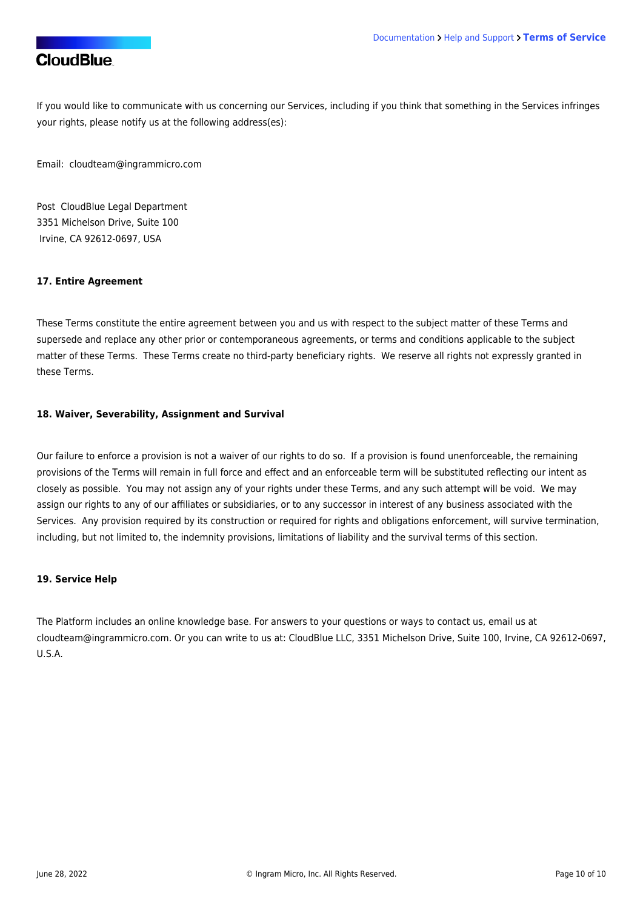If you would like to communicate with us concerning our Services, including if you think that something in the Services infringes your rights, please notify us at the following address(es):

Email:  cloudteam@ingrammicro.com

Post  CloudBlue Legal Department
3351 Michelson Drive, Suite 100
Irvine, CA 92612-0697, USA

**17. Entire Agreement**

These Terms constitute the entire agreement between you and us with respect to the subject matter of these Terms and supersede and replace any other prior or contemporaneous agreements, or terms and conditions applicable to the subject matter of these Terms.  These Terms create no third-party beneficiary rights.  We reserve all rights not expressly granted in these Terms.

**18. Waiver, Severability, Assignment and Survival**

Our failure to enforce a provision is not a waiver of our rights to do so.  If a provision is found unenforceable, the remaining provisions of the Terms will remain in full force and effect and an enforceable term will be substituted reflecting our intent as closely as possible.  You may not assign any of your rights under these Terms, and any such attempt will be void.  We may assign our rights to any of our affiliates or subsidiaries, or to any successor in interest of any business associated with the Services.  Any provision required by its construction or required for rights and obligations enforcement, will survive termination, including, but not limited to, the indemnity provisions, limitations of liability and the survival terms of this section.

**19. Service Help**

The Platform includes an online knowledge base. For answers to your questions or ways to contact us, email us at cloudteam@ingrammicro.com. Or you can write to us at: CloudBlue LLC, 3351 Michelson Drive, Suite 100, Irvine, CA 92612-0697, U.S.A.